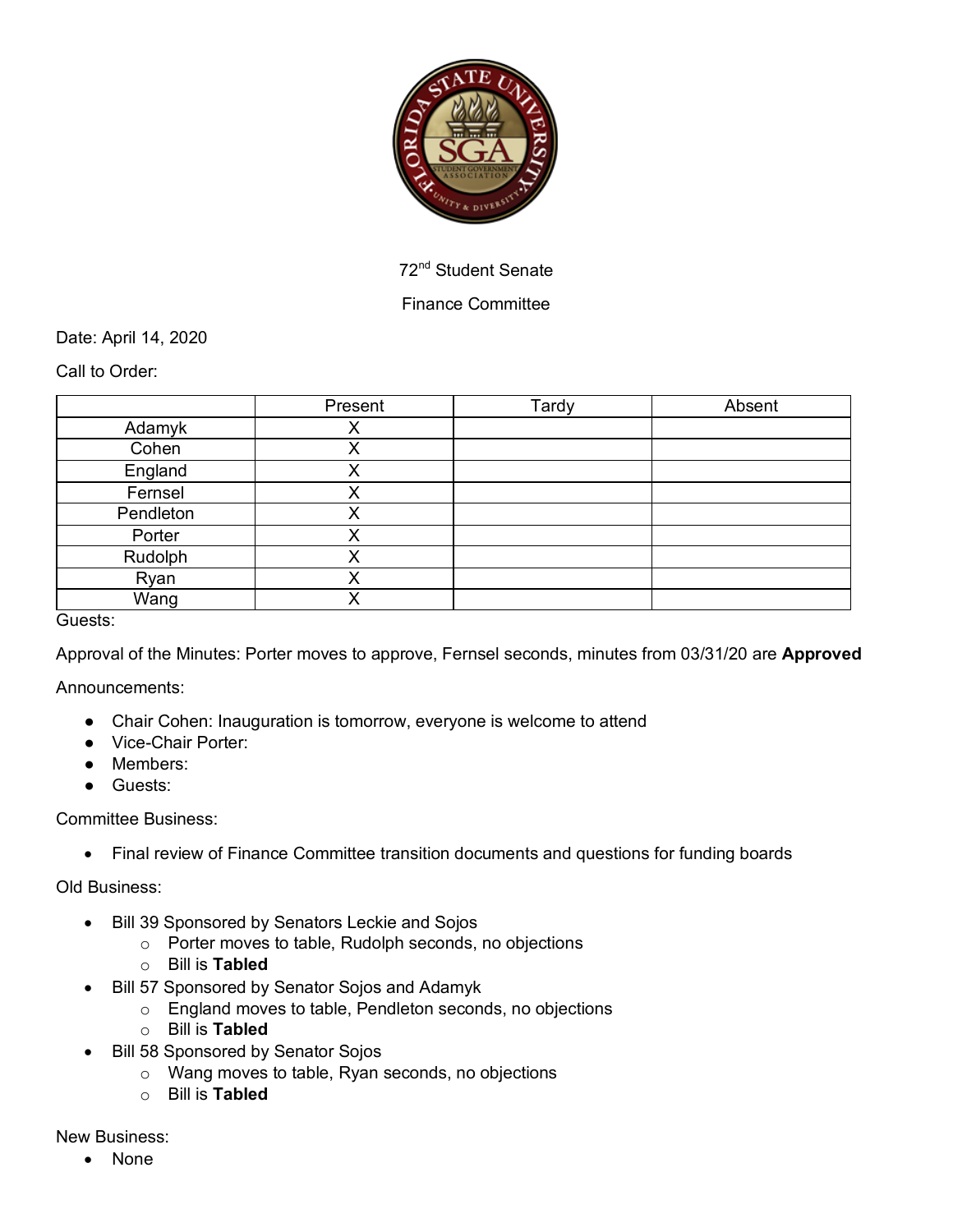72nd Student Senate

Finance Committee

Date: April 14, 2020

Call to Order:

| | Present | Tardy | Absent |
|---|---|---|---|
| Adamyk | X | | |
| Cohen | X | | |
| England | X | | |
| Fernsel | X | | |
| Pendleton | X | | |
| Porter | X | | |
| Rudolph | X | | |
| Ryan | X | | |
| Wang | X | | |

Guests:

Approval of the Minutes: Porter moves to approve, Fernsel seconds, minutes from 03/31/20 are **Approved**

Announcements:

- Chair Cohen: Inauguration is tomorrow, everyone is welcome to attend
- Vice-Chair Porter:
- Members:
- Guests:

Committee Business:

- Final review of Finance Committee transition documents and questions for funding boards

Old Business:

- Bill 39 Sponsored by Senators Leckie and Sojos
  - Porter moves to table, Rudolph seconds, no objections
  - Bill is **Tabled**
- Bill 57 Sponsored by Senator Sojos and Adamyk
  - England moves to table, Pendleton seconds, no objections
  - Bill is **Tabled**
- Bill 58 Sponsored by Senator Sojos
  - Wang moves to table, Ryan seconds, no objections
  - Bill is **Tabled**

New Business:

- None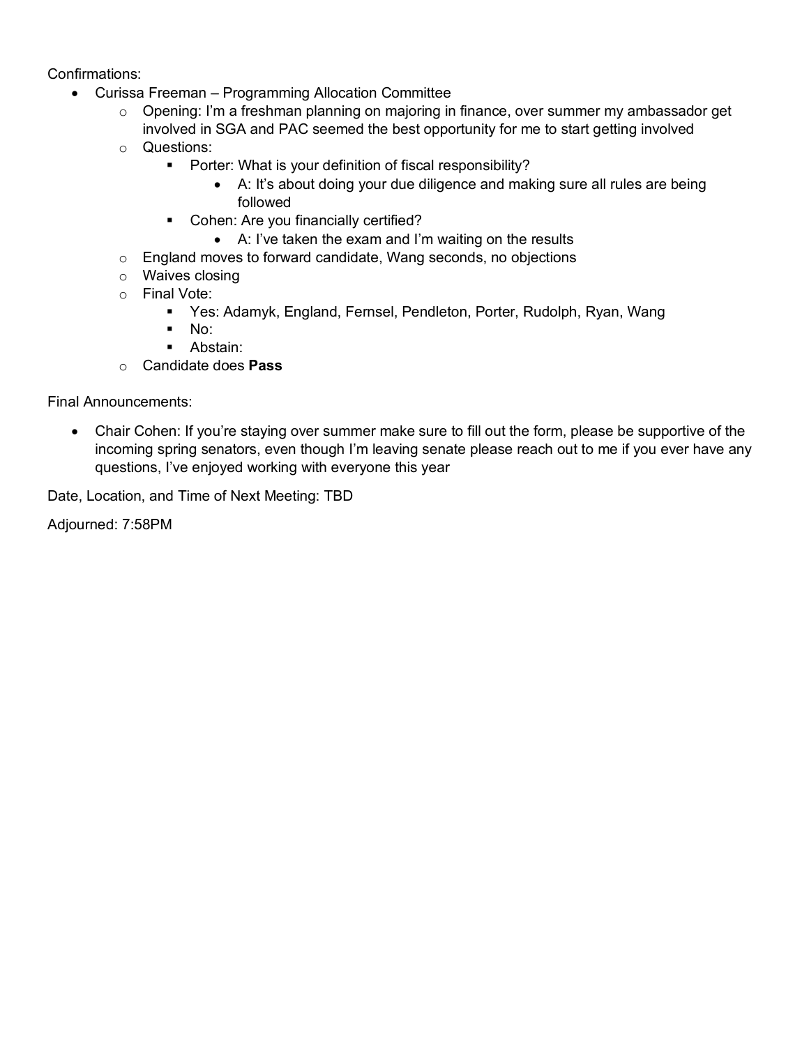Confirmations:

- Curissa Freeman – Programming Allocation Committee
  - Opening: I'm a freshman planning on majoring in finance, over summer my ambassador get involved in SGA and PAC seemed the best opportunity for me to start getting involved
  - Questions:
    - Porter: What is your definition of fiscal responsibility?
      - A: It's about doing your due diligence and making sure all rules are being followed
    - Cohen: Are you financially certified?
      - A: I've taken the exam and I'm waiting on the results
  - England moves to forward candidate, Wang seconds, no objections
  - Waives closing
  - Final Vote:
    - Yes: Adamyk, England, Fernsel, Pendleton, Porter, Rudolph, Ryan, Wang
    - No:
    - Abstain:
  - Candidate does **Pass**

Final Announcements:

- Chair Cohen: If you're staying over summer make sure to fill out the form, please be supportive of the incoming spring senators, even though I'm leaving senate please reach out to me if you ever have any questions, I've enjoyed working with everyone this year

Date, Location, and Time of Next Meeting: TBD

Adjourned: 7:58PM